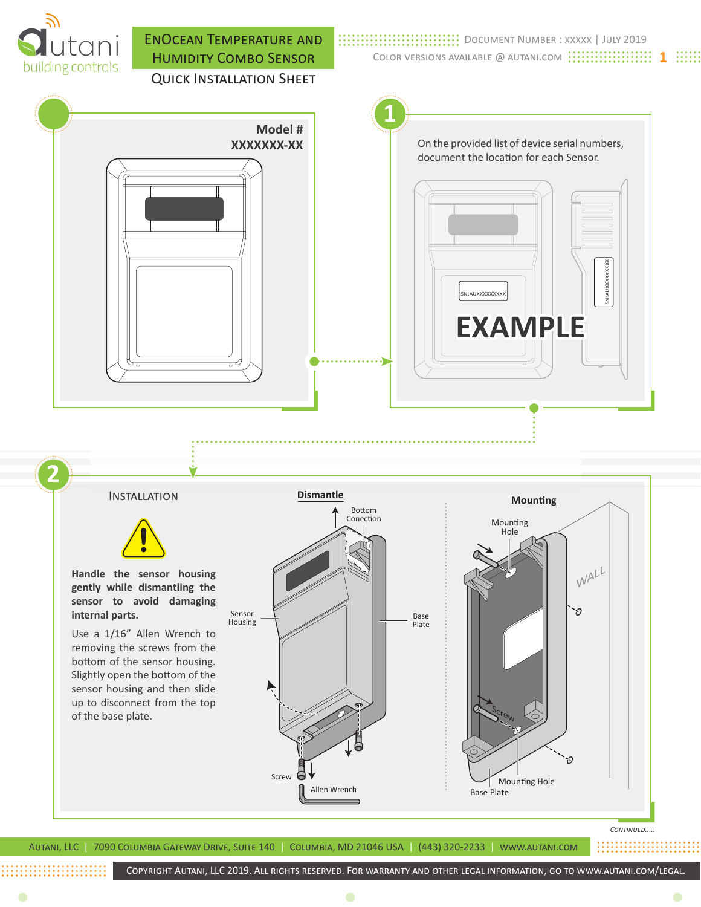autani building controls

# EnOcean Temperature and Humidity Combo Sensor

## Quick Installation Sheet

Document Number : xxxxx | July 2019

Color versions available @ autani.com

Model #
XXXXXXX-XX

## 1

On the provided list of device serial numbers, document the location for each Sensor.

SN:AUXXXXXXXXXX

EXAMPLE

SN:AUXXXXXXXXXX

## 2

### Installation

**Handle the sensor housing gently while dismantling the sensor to avoid damaging internal parts.**

Use a 1/16" Allen Wrench to removing the screws from the bottom of the sensor housing. Slightly open the bottom of the sensor housing and then slide up to disconnect from the top of the base plate.

**Dismantle**

Bottom Conection

Sensor Housing

Base Plate

Screw

Allen Wrench

**Mounting**

Mounting Hole

WALL

Screw

Mounting Hole

Base Plate

*Continued.....*

Autani, LLC | 7090 Columbia Gateway Drive, Suite 140 | Columbia, MD 21046 USA | (443) 320-2233 | www.autani.com

Copyright Autani, LLC 2019. All rights reserved. For warranty and other legal information, go to www.autani.com/legal.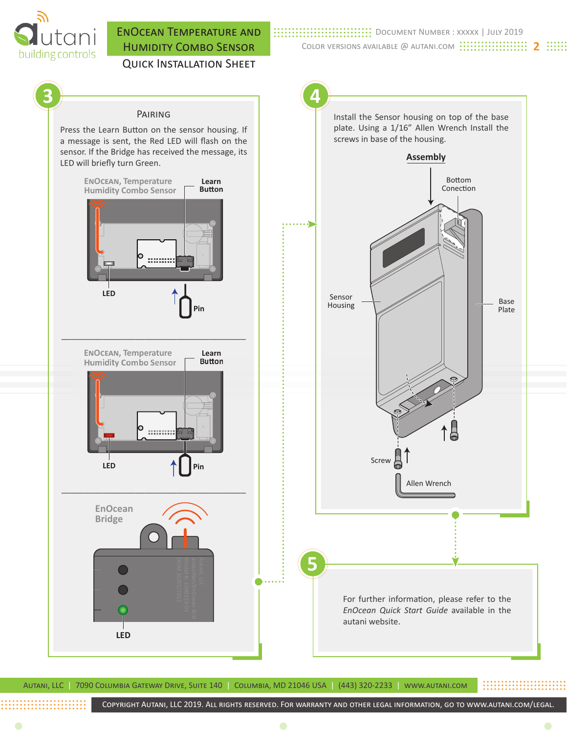# EnOcean Temperature and Humidity Combo Sensor

## Quick Installation Sheet

Document Number : xxxxx | July 2019

Color versions available @ autani.com

## 3

### Pairing

Press the Learn Button on the sensor housing. If a message is sent, the Red LED will flash on the sensor. If the Bridge has received the message, its LED will briefly turn Green.

EnOcean, Temperature Humidity Combo Sensor

Learn Button

LED

Pin

EnOcean, Temperature Humidity Combo Sensor

Learn Button

LED

Pin

EnOcean Bridge

LED

## 4

Install the Sensor housing on top of the base plate. Using a 1/16” Allen Wrench Install the screws in base of the housing.

**Assembly**

Bottom Conection

Sensor Housing

Base Plate

Screw

Allen Wrench

## 5

For further information, please refer to the *EnOcean Quick Start Guide* available in the autani website.

Autani, LLC | 7090 Columbia Gateway Drive, Suite 140 | Columbia, MD 21046 USA | (443) 320-2233 | www.autani.com

Copyright Autani, LLC 2019. All rights reserved. For warranty and other legal information, go to www.autani.com/legal.